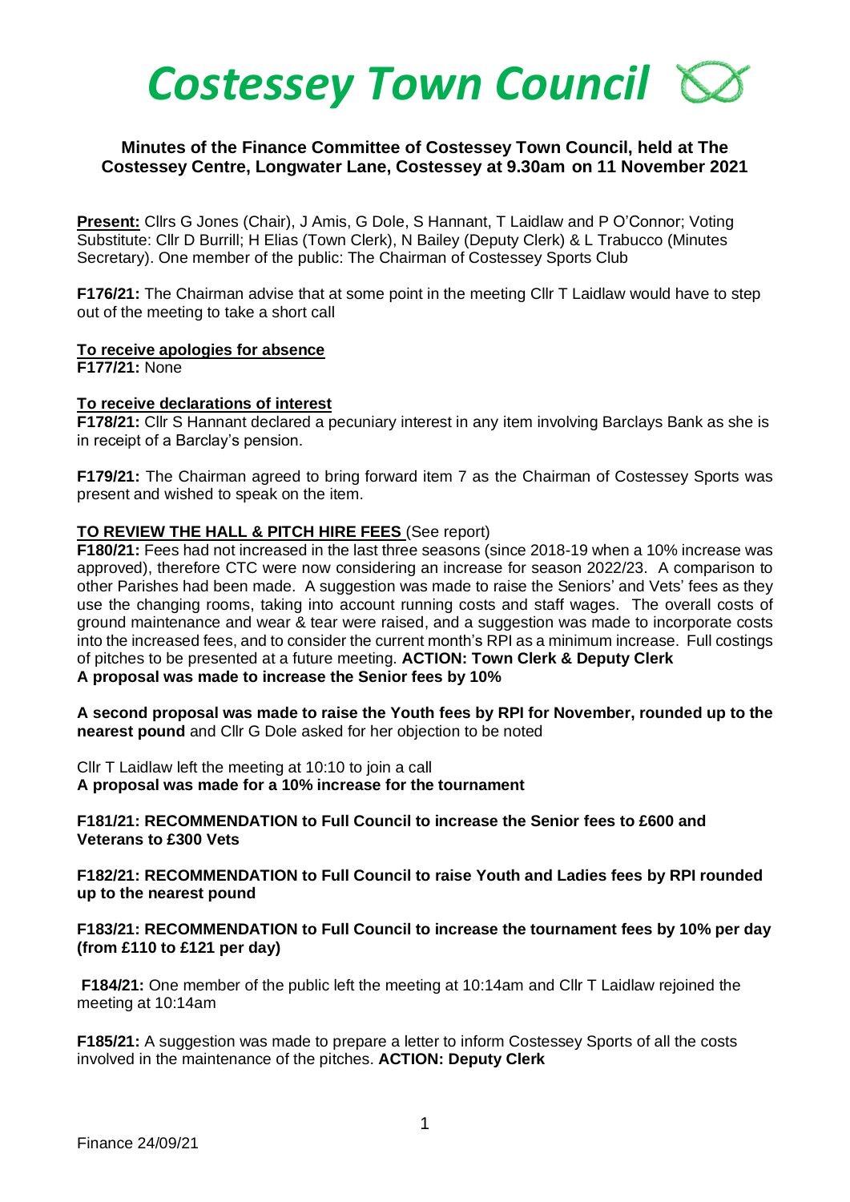# *Costessey Town Council*

**Minutes of the Finance Committee of Costessey Town Council, held at The Costessey Centre, Longwater Lane, Costessey at 9.30am on 11 November 2021**

**Present:** Cllrs G Jones (Chair), J Amis, G Dole, S Hannant, T Laidlaw and P O'Connor; Voting Substitute: Cllr D Burrill; H Elias (Town Clerk), N Bailey (Deputy Clerk) & L Trabucco (Minutes Secretary). One member of the public: The Chairman of Costessey Sports Club

**F176/21:** The Chairman advise that at some point in the meeting Cllr T Laidlaw would have to step out of the meeting to take a short call

**To receive apologies for absence**

**F177/21:** None

**To receive declarations of interest**

**F178/21:** Cllr S Hannant declared a pecuniary interest in any item involving Barclays Bank as she is in receipt of a Barclay's pension.

**F179/21:** The Chairman agreed to bring forward item 7 as the Chairman of Costessey Sports was present and wished to speak on the item.

**TO REVIEW THE HALL & PITCH HIRE FEES** (See report)

**F180/21:** Fees had not increased in the last three seasons (since 2018-19 when a 10% increase was approved), therefore CTC were now considering an increase for season 2022/23. A comparison to other Parishes had been made. A suggestion was made to raise the Seniors' and Vets' fees as they use the changing rooms, taking into account running costs and staff wages. The overall costs of ground maintenance and wear & tear were raised, and a suggestion was made to incorporate costs into the increased fees, and to consider the current month's RPI as a minimum increase. Full costings of pitches to be presented at a future meeting. **ACTION: Town Clerk & Deputy Clerk**

**A proposal was made to increase the Senior fees by 10%**

**A second proposal was made to raise the Youth fees by RPI for November, rounded up to the nearest pound** and Cllr G Dole asked for her objection to be noted

Cllr T Laidlaw left the meeting at 10:10 to join a call

**A proposal was made for a 10% increase for the tournament**

**F181/21: RECOMMENDATION to Full Council to increase the Senior fees to £600 and Veterans to £300 Vets**

**F182/21: RECOMMENDATION to Full Council to raise Youth and Ladies fees by RPI rounded up to the nearest pound**

**F183/21: RECOMMENDATION to Full Council to increase the tournament fees by 10% per day (from £110 to £121 per day)**

**F184/21:** One member of the public left the meeting at 10:14am and Cllr T Laidlaw rejoined the meeting at 10:14am

**F185/21:** A suggestion was made to prepare a letter to inform Costessey Sports of all the costs involved in the maintenance of the pitches. **ACTION: Deputy Clerk**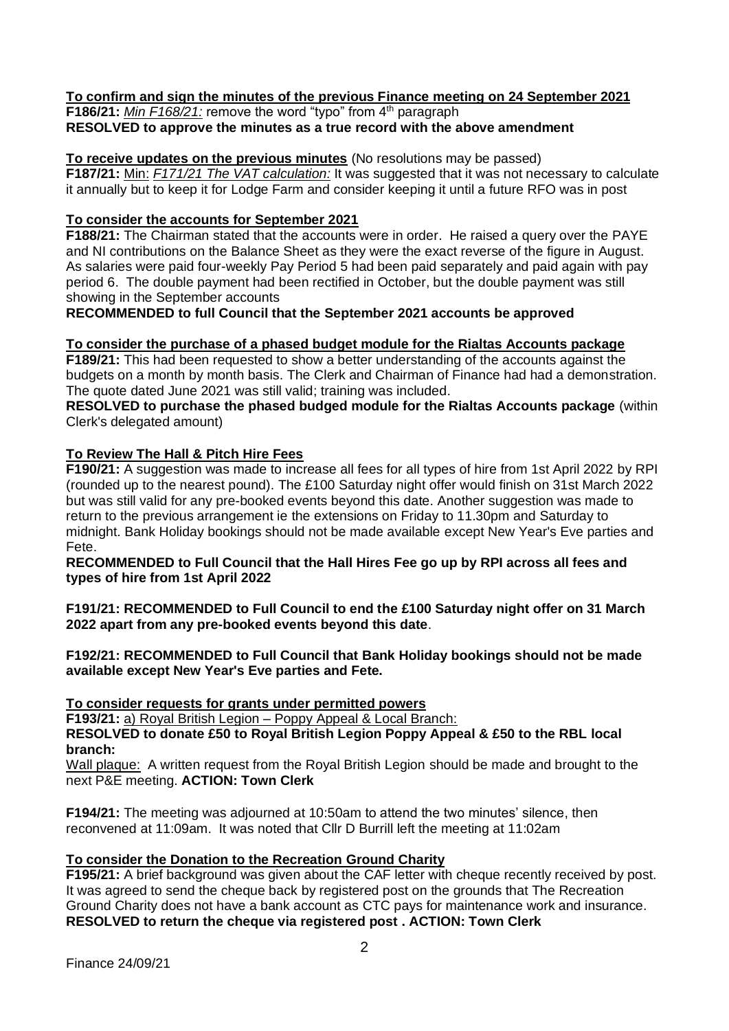**To confirm and sign the minutes of the previous Finance meeting on 24 September 2021**

**F186/21:** *Min F168/21:* remove the word "typo" from 4th paragraph
**RESOLVED to approve the minutes as a true record with the above amendment**

**To receive updates on the previous minutes** (No resolutions may be passed)

**F187/21:** Min: *F171/21 The VAT calculation:* It was suggested that it was not necessary to calculate it annually but to keep it for Lodge Farm and consider keeping it until a future RFO was in post

**To consider the accounts for September 2021**

**F188/21:** The Chairman stated that the accounts were in order. He raised a query over the PAYE and NI contributions on the Balance Sheet as they were the exact reverse of the figure in August. As salaries were paid four-weekly Pay Period 5 had been paid separately and paid again with pay period 6. The double payment had been rectified in October, but the double payment was still showing in the September accounts

**RECOMMENDED to full Council that the September 2021 accounts be approved**

**To consider the purchase of a phased budget module for the Rialtas Accounts package**

**F189/21:** This had been requested to show a better understanding of the accounts against the budgets on a month by month basis. The Clerk and Chairman of Finance had had a demonstration. The quote dated June 2021 was still valid; training was included.

**RESOLVED to purchase the phased budged module for the Rialtas Accounts package** (within Clerk's delegated amount)

**To Review The Hall & Pitch Hire Fees**

**F190/21:** A suggestion was made to increase all fees for all types of hire from 1st April 2022 by RPI (rounded up to the nearest pound). The £100 Saturday night offer would finish on 31st March 2022 but was still valid for any pre-booked events beyond this date. Another suggestion was made to return to the previous arrangement ie the extensions on Friday to 11.30pm and Saturday to midnight. Bank Holiday bookings should not be made available except New Year's Eve parties and Fete.

**RECOMMENDED to Full Council that the Hall Hires Fee go up by RPI across all fees and types of hire from 1st April 2022**

**F191/21: RECOMMENDED to Full Council to end the £100 Saturday night offer on 31 March 2022 apart from any pre-booked events beyond this date**.

**F192/21: RECOMMENDED to Full Council that Bank Holiday bookings should not be made available except New Year's Eve parties and Fete.**

**To consider requests for grants under permitted powers**

**F193/21:** a) Royal British Legion – Poppy Appeal & Local Branch:

**RESOLVED to donate £50 to Royal British Legion Poppy Appeal & £50 to the RBL local branch:**

Wall plaque: A written request from the Royal British Legion should be made and brought to the next P&E meeting. **ACTION: Town Clerk**

**F194/21:** The meeting was adjourned at 10:50am to attend the two minutes' silence, then reconvened at 11:09am. It was noted that Cllr D Burrill left the meeting at 11:02am

**To consider the Donation to the Recreation Ground Charity**

**F195/21:** A brief background was given about the CAF letter with cheque recently received by post. It was agreed to send the cheque back by registered post on the grounds that The Recreation Ground Charity does not have a bank account as CTC pays for maintenance work and insurance.

**RESOLVED to return the cheque via registered post . ACTION: Town Clerk**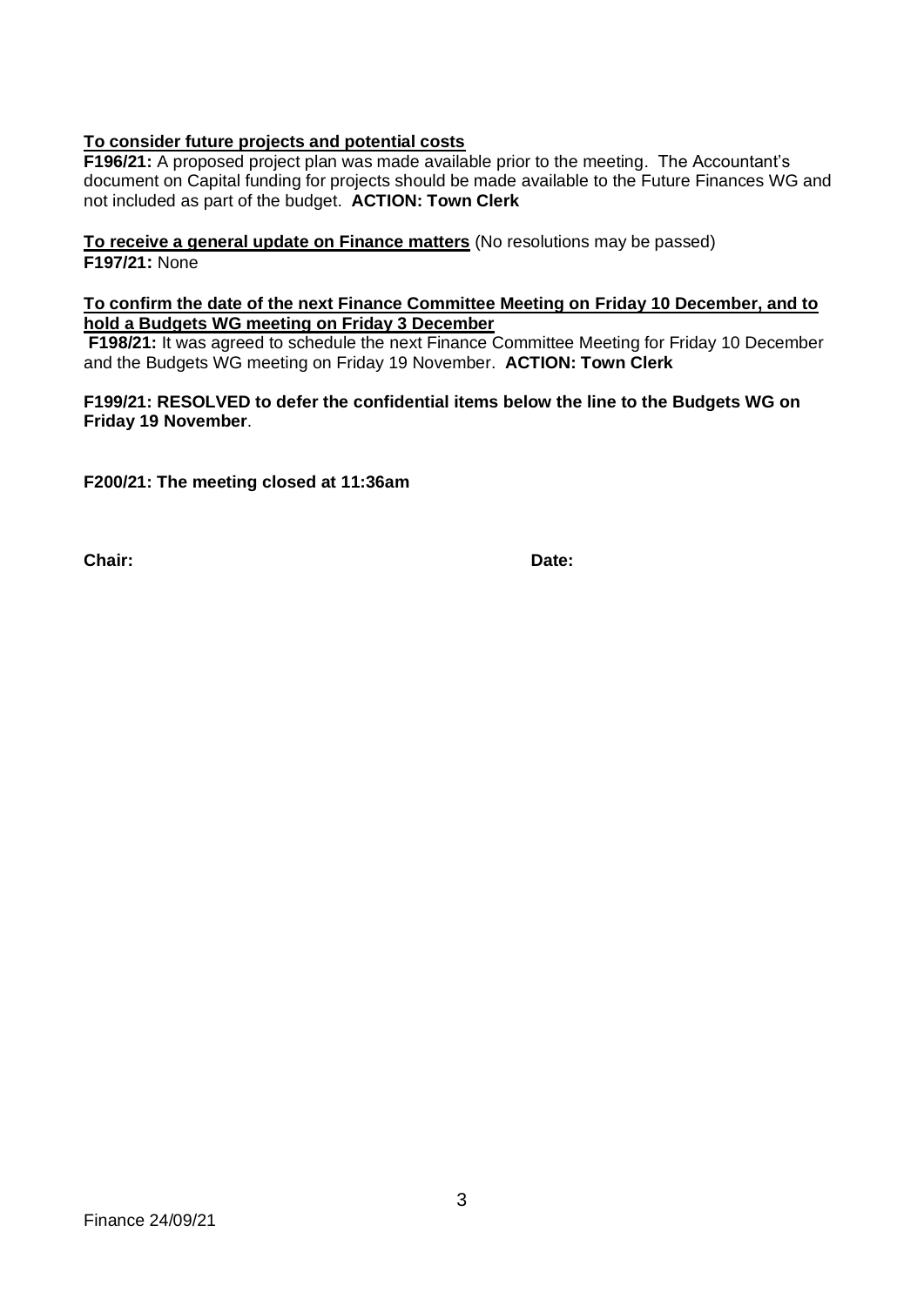**To consider future projects and potential costs**

**F196/21:** A proposed project plan was made available prior to the meeting. The Accountant's document on Capital funding for projects should be made available to the Future Finances WG and not included as part of the budget. **ACTION: Town Clerk**

**To receive a general update on Finance matters** (No resolutions may be passed)

**F197/21:** None

**To confirm the date of the next Finance Committee Meeting on Friday 10 December, and to hold a Budgets WG meeting on Friday 3 December**

**F198/21:** It was agreed to schedule the next Finance Committee Meeting for Friday 10 December and the Budgets WG meeting on Friday 19 November. **ACTION: Town Clerk**

**F199/21: RESOLVED to defer the confidential items below the line to the Budgets WG on Friday 19 November**.

**F200/21: The meeting closed at 11:36am**

**Chair:** **Date:**

Finance 24/09/21